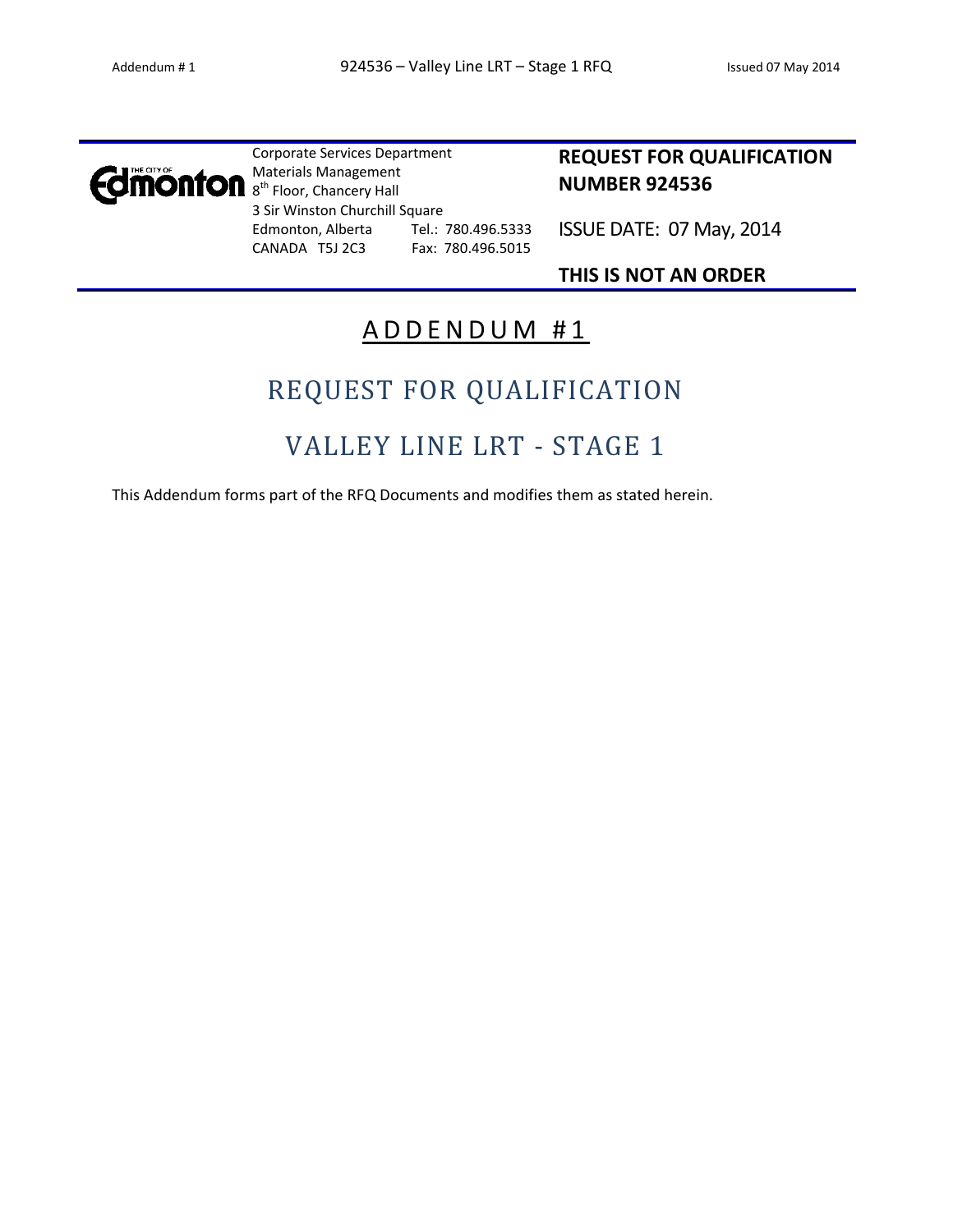Corporate Services Department
Materials Management
8th Floor, Chancery Hall
3 Sir Winston Churchill Square
Edmonton, Alberta Tel.: 780.496.5333
CANADA T5J 2C3 Fax: 780.496.5015

**REQUEST FOR QUALIFICATION NUMBER 924536**

ISSUE DATE: 07 May, 2014

**THIS IS NOT AN ORDER**

# ADDENDUM #1

## REQUEST FOR QUALIFICATION

## VALLEY LINE LRT - STAGE 1

This Addendum forms part of the RFQ Documents and modifies them as stated herein.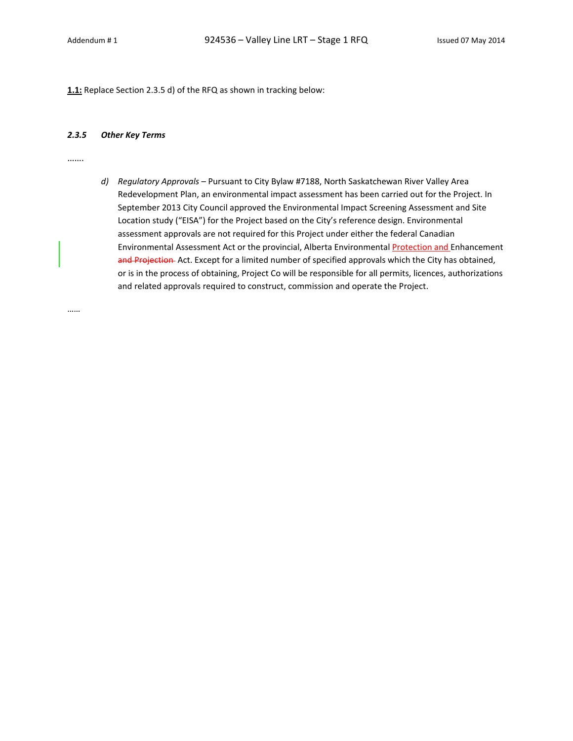**1.1:** Replace Section 2.3.5 d) of the RFQ as shown in tracking below:

### *2.3.5 Other Key Terms*

.......

*d)* *Regulatory Approvals* – Pursuant to City Bylaw #7188, North Saskatchewan River Valley Area Redevelopment Plan, an environmental impact assessment has been carried out for the Project. In September 2013 City Council approved the Environmental Impact Screening Assessment and Site Location study ("EISA") for the Project based on the City's reference design. Environmental assessment approvals are not required for this Project under either the federal Canadian Environmental Assessment Act or the provincial, Alberta Environmental <u>Protection and </u>Enhancement ~~and Projection~~ Act. Except for a limited number of specified approvals which the City has obtained, or is in the process of obtaining, Project Co will be responsible for all permits, licences, authorizations and related approvals required to construct, commission and operate the Project.

......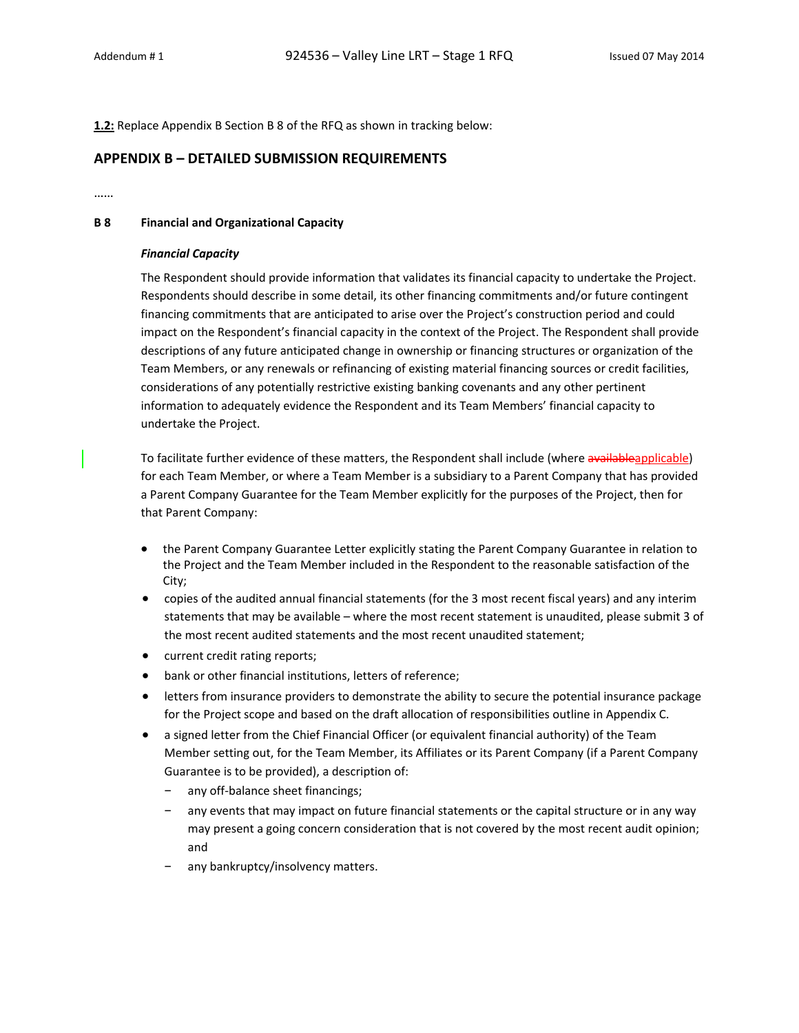**1.2:** Replace Appendix B Section B 8 of the RFQ as shown in tracking below:

## APPENDIX B – DETAILED SUBMISSION REQUIREMENTS

......

### B 8 Financial and Organizational Capacity

***Financial Capacity***

The Respondent should provide information that validates its financial capacity to undertake the Project. Respondents should describe in some detail, its other financing commitments and/or future contingent financing commitments that are anticipated to arise over the Project's construction period and could impact on the Respondent's financial capacity in the context of the Project. The Respondent shall provide descriptions of any future anticipated change in ownership or financing structures or organization of the Team Members, or any renewals or refinancing of existing material financing sources or credit facilities, considerations of any potentially restrictive existing banking covenants and any other pertinent information to adequately evidence the Respondent and its Team Members' financial capacity to undertake the Project.

To facilitate further evidence of these matters, the Respondent shall include (where ~~available~~applicable) for each Team Member, or where a Team Member is a subsidiary to a Parent Company that has provided a Parent Company Guarantee for the Team Member explicitly for the purposes of the Project, then for that Parent Company:

- the Parent Company Guarantee Letter explicitly stating the Parent Company Guarantee in relation to the Project and the Team Member included in the Respondent to the reasonable satisfaction of the City;
- copies of the audited annual financial statements (for the 3 most recent fiscal years) and any interim statements that may be available – where the most recent statement is unaudited, please submit 3 of the most recent audited statements and the most recent unaudited statement;
- current credit rating reports;
- bank or other financial institutions, letters of reference;
- letters from insurance providers to demonstrate the ability to secure the potential insurance package for the Project scope and based on the draft allocation of responsibilities outline in Appendix C.
- a signed letter from the Chief Financial Officer (or equivalent financial authority) of the Team Member setting out, for the Team Member, its Affiliates or its Parent Company (if a Parent Company Guarantee is to be provided), a description of:
  - any off-balance sheet financings;
  - any events that may impact on future financial statements or the capital structure or in any way may present a going concern consideration that is not covered by the most recent audit opinion; and
  - any bankruptcy/insolvency matters.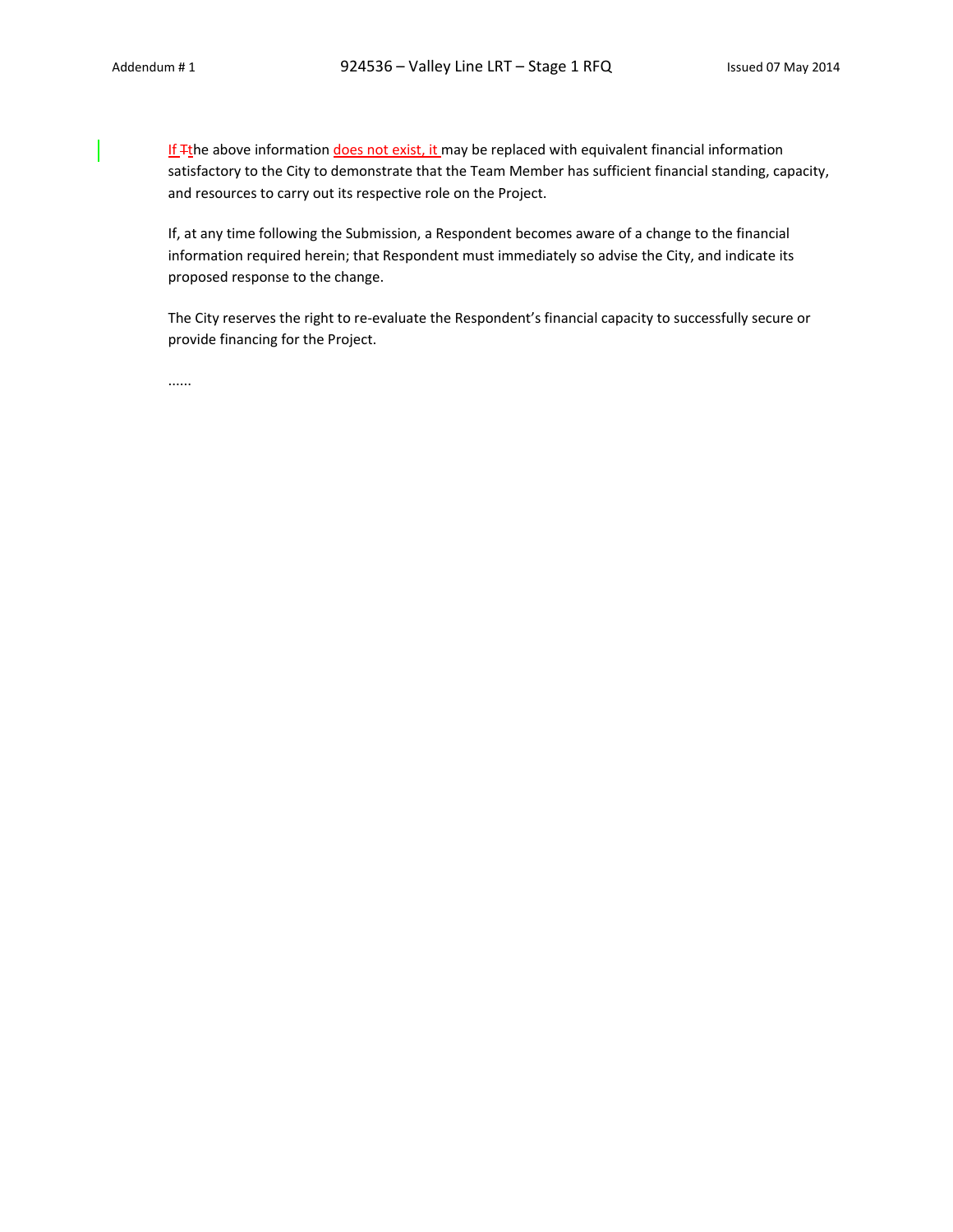If ~~T~~the above information does not exist, it may be replaced with equivalent financial information satisfactory to the City to demonstrate that the Team Member has sufficient financial standing, capacity, and resources to carry out its respective role on the Project.

If, at any time following the Submission, a Respondent becomes aware of a change to the financial information required herein; that Respondent must immediately so advise the City, and indicate its proposed response to the change.

The City reserves the right to re-evaluate the Respondent's financial capacity to successfully secure or provide financing for the Project.

......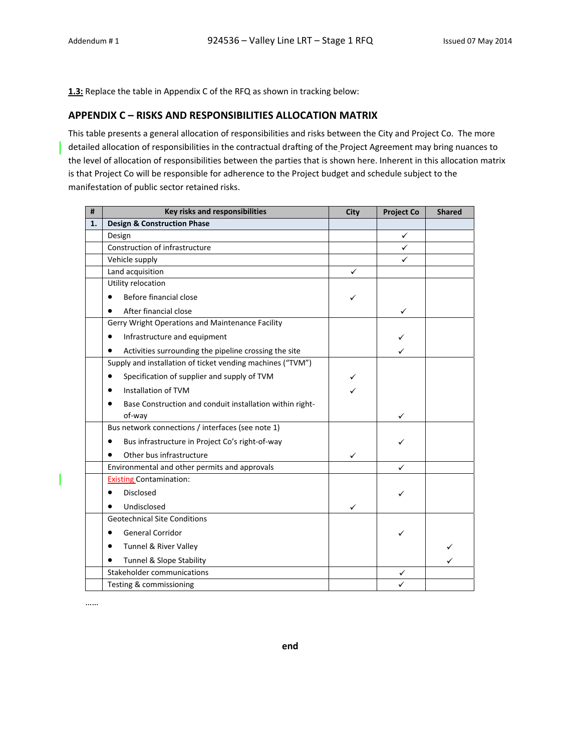**1.3:** Replace the table in Appendix C of the RFQ as shown in tracking below:

## APPENDIX C – RISKS AND RESPONSIBILITIES ALLOCATION MATRIX

This table presents a general allocation of responsibilities and risks between the City and Project Co. The more detailed allocation of responsibilities in the contractual drafting of the Project Agreement may bring nuances to the level of allocation of responsibilities between the parties that is shown here. Inherent in this allocation matrix is that Project Co will be responsible for adherence to the Project budget and schedule subject to the manifestation of public sector retained risks.

| # | Key risks and responsibilities | City | Project Co | Shared |
|---|---|---|---|---|
| **1.** | **Design & Construction Phase** | | | |
| | Design | | ✓ | |
| | Construction of infrastructure | | ✓ | |
| | Vehicle supply | | ✓ | |
| | Land acquisition | ✓ | | |
| | Utility relocation | | | |
| | • Before financial close | ✓ | | |
| | • After financial close | | ✓ | |
| | Gerry Wright Operations and Maintenance Facility | | | |
| | • Infrastructure and equipment | | ✓ | |
| | • Activities surrounding the pipeline crossing the site | | ✓ | |
| | Supply and installation of ticket vending machines ("TVM") | | | |
| | • Specification of supplier and supply of TVM | ✓ | | |
| | • Installation of TVM | ✓ | | |
| | • Base Construction and conduit installation within right-of-way | | ✓ | |
| | Bus network connections / interfaces (see note 1) | | | |
| | • Bus infrastructure in Project Co's right-of-way | | ✓ | |
| | • Other bus infrastructure | ✓ | | |
| | Environmental and other permits and approvals | | ✓ | |
| | Existing Contamination: | | | |
| | • Disclosed | | ✓ | |
| | • Undisclosed | ✓ | | |
| | Geotechnical Site Conditions | | | |
| | • General Corridor | | ✓ | |
| | • Tunnel & River Valley | | | ✓ |
| | • Tunnel & Slope Stability | | | ✓ |
| | Stakeholder communications | | ✓ | |
| | Testing & commissioning | | ✓ | |

……

end